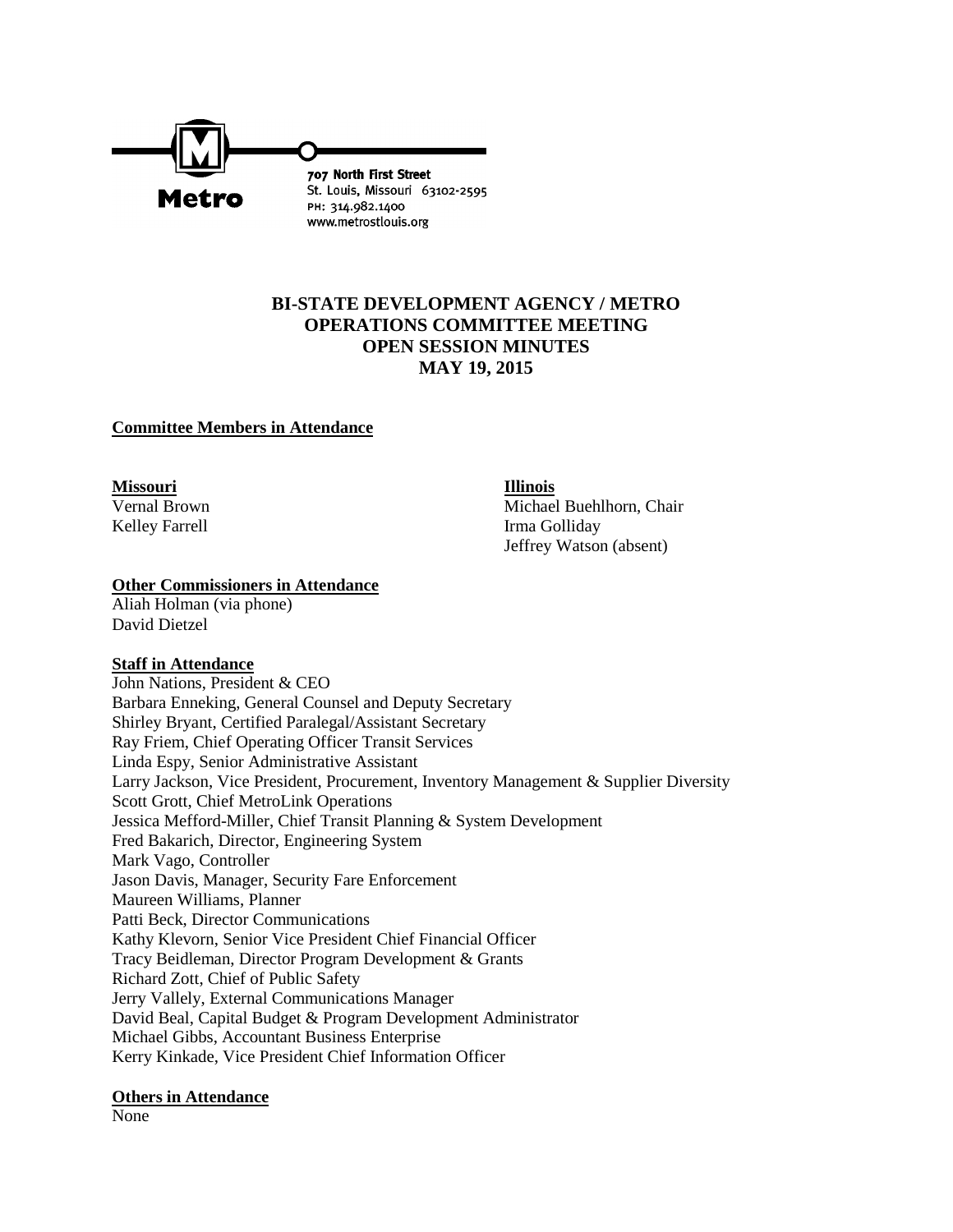Metro

707 North First Street
St. Louis, Missouri 63102-2595
PH: 314.982.1400
www.metrostlouis.org

# BI-STATE DEVELOPMENT AGENCY / METRO OPERATIONS COMMITTEE MEETING OPEN SESSION MINUTES MAY 19, 2015

**Committee Members in Attendance**

**Missouri**
Vernal Brown
Kelley Farrell

**Illinois**
Michael Buehlhorn, Chair
Irma Golliday
Jeffrey Watson (absent)

**Other Commissioners in Attendance**
Aliah Holman (via phone)
David Dietzel

**Staff in Attendance**
John Nations, President & CEO
Barbara Enneking, General Counsel and Deputy Secretary
Shirley Bryant, Certified Paralegal/Assistant Secretary
Ray Friem, Chief Operating Officer Transit Services
Linda Espy, Senior Administrative Assistant
Larry Jackson, Vice President, Procurement, Inventory Management & Supplier Diversity
Scott Grott, Chief MetroLink Operations
Jessica Mefford-Miller, Chief Transit Planning & System Development
Fred Bakarich, Director, Engineering System
Mark Vago, Controller
Jason Davis, Manager, Security Fare Enforcement
Maureen Williams, Planner
Patti Beck, Director Communications
Kathy Klevorn, Senior Vice President Chief Financial Officer
Tracy Beidleman, Director Program Development & Grants
Richard Zott, Chief of Public Safety
Jerry Vallely, External Communications Manager
David Beal, Capital Budget & Program Development Administrator
Michael Gibbs, Accountant Business Enterprise
Kerry Kinkade, Vice President Chief Information Officer

**Others in Attendance**
None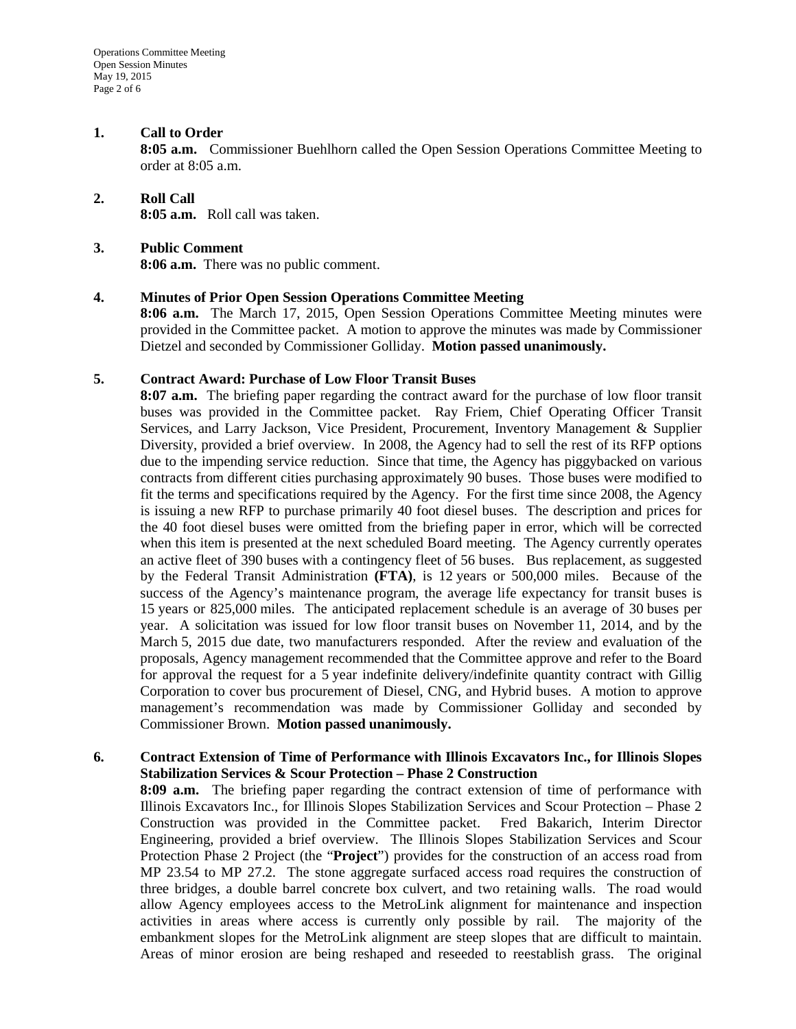**1. Call to Order**

**8:05 a.m.** Commissioner Buehlhorn called the Open Session Operations Committee Meeting to order at 8:05 a.m.

**2. Roll Call**

**8:05 a.m.** Roll call was taken.

**3. Public Comment**

**8:06 a.m.** There was no public comment.

**4. Minutes of Prior Open Session Operations Committee Meeting**

**8:06 a.m.** The March 17, 2015, Open Session Operations Committee Meeting minutes were provided in the Committee packet. A motion to approve the minutes was made by Commissioner Dietzel and seconded by Commissioner Golliday. **Motion passed unanimously.**

**5. Contract Award: Purchase of Low Floor Transit Buses**

**8:07 a.m.** The briefing paper regarding the contract award for the purchase of low floor transit buses was provided in the Committee packet. Ray Friem, Chief Operating Officer Transit Services, and Larry Jackson, Vice President, Procurement, Inventory Management & Supplier Diversity, provided a brief overview. In 2008, the Agency had to sell the rest of its RFP options due to the impending service reduction. Since that time, the Agency has piggybacked on various contracts from different cities purchasing approximately 90 buses. Those buses were modified to fit the terms and specifications required by the Agency. For the first time since 2008, the Agency is issuing a new RFP to purchase primarily 40 foot diesel buses. The description and prices for the 40 foot diesel buses were omitted from the briefing paper in error, which will be corrected when this item is presented at the next scheduled Board meeting. The Agency currently operates an active fleet of 390 buses with a contingency fleet of 56 buses. Bus replacement, as suggested by the Federal Transit Administration **(FTA)**, is 12 years or 500,000 miles. Because of the success of the Agency's maintenance program, the average life expectancy for transit buses is 15 years or 825,000 miles. The anticipated replacement schedule is an average of 30 buses per year. A solicitation was issued for low floor transit buses on November 11, 2014, and by the March 5, 2015 due date, two manufacturers responded. After the review and evaluation of the proposals, Agency management recommended that the Committee approve and refer to the Board for approval the request for a 5 year indefinite delivery/indefinite quantity contract with Gillig Corporation to cover bus procurement of Diesel, CNG, and Hybrid buses. A motion to approve management's recommendation was made by Commissioner Golliday and seconded by Commissioner Brown. **Motion passed unanimously.**

**6. Contract Extension of Time of Performance with Illinois Excavators Inc., for Illinois Slopes Stabilization Services & Scour Protection – Phase 2 Construction**

**8:09 a.m.** The briefing paper regarding the contract extension of time of performance with Illinois Excavators Inc., for Illinois Slopes Stabilization Services and Scour Protection – Phase 2 Construction was provided in the Committee packet. Fred Bakarich, Interim Director Engineering, provided a brief overview. The Illinois Slopes Stabilization Services and Scour Protection Phase 2 Project (the "**Project**") provides for the construction of an access road from MP 23.54 to MP 27.2. The stone aggregate surfaced access road requires the construction of three bridges, a double barrel concrete box culvert, and two retaining walls. The road would allow Agency employees access to the MetroLink alignment for maintenance and inspection activities in areas where access is currently only possible by rail. The majority of the embankment slopes for the MetroLink alignment are steep slopes that are difficult to maintain. Areas of minor erosion are being reshaped and reseeded to reestablish grass. The original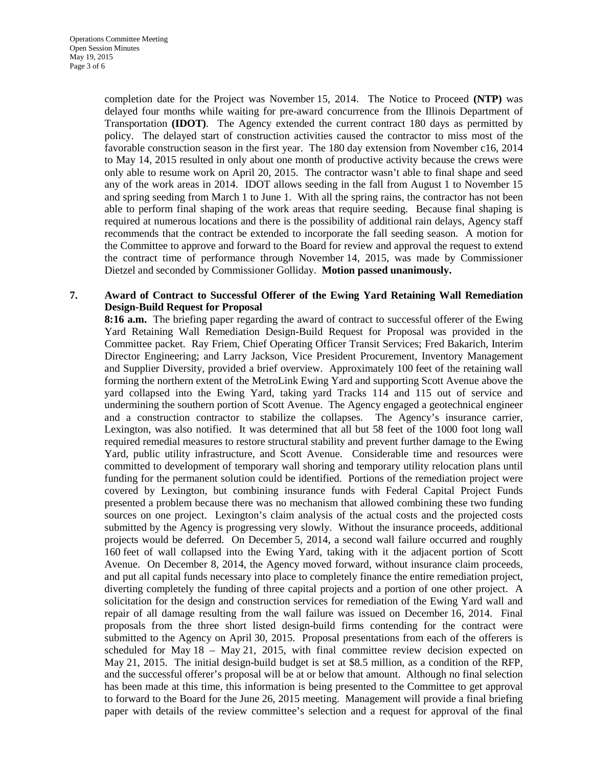completion date for the Project was November 15, 2014. The Notice to Proceed **(NTP)** was delayed four months while waiting for pre-award concurrence from the Illinois Department of Transportation **(IDOT)**. The Agency extended the current contract 180 days as permitted by policy. The delayed start of construction activities caused the contractor to miss most of the favorable construction season in the first year. The 180 day extension from November c16, 2014 to May 14, 2015 resulted in only about one month of productive activity because the crews were only able to resume work on April 20, 2015. The contractor wasn't able to final shape and seed any of the work areas in 2014. IDOT allows seeding in the fall from August 1 to November 15 and spring seeding from March 1 to June 1. With all the spring rains, the contractor has not been able to perform final shaping of the work areas that require seeding. Because final shaping is required at numerous locations and there is the possibility of additional rain delays, Agency staff recommends that the contract be extended to incorporate the fall seeding season. A motion for the Committee to approve and forward to the Board for review and approval the request to extend the contract time of performance through November 14, 2015, was made by Commissioner Dietzel and seconded by Commissioner Golliday. **Motion passed unanimously.**

**7. Award of Contract to Successful Offerer of the Ewing Yard Retaining Wall Remediation Design-Build Request for Proposal**

**8:16 a.m.** The briefing paper regarding the award of contract to successful offerer of the Ewing Yard Retaining Wall Remediation Design-Build Request for Proposal was provided in the Committee packet. Ray Friem, Chief Operating Officer Transit Services; Fred Bakarich, Interim Director Engineering; and Larry Jackson, Vice President Procurement, Inventory Management and Supplier Diversity, provided a brief overview. Approximately 100 feet of the retaining wall forming the northern extent of the MetroLink Ewing Yard and supporting Scott Avenue above the yard collapsed into the Ewing Yard, taking yard Tracks 114 and 115 out of service and undermining the southern portion of Scott Avenue. The Agency engaged a geotechnical engineer and a construction contractor to stabilize the collapses. The Agency's insurance carrier, Lexington, was also notified. It was determined that all but 58 feet of the 1000 foot long wall required remedial measures to restore structural stability and prevent further damage to the Ewing Yard, public utility infrastructure, and Scott Avenue. Considerable time and resources were committed to development of temporary wall shoring and temporary utility relocation plans until funding for the permanent solution could be identified. Portions of the remediation project were covered by Lexington, but combining insurance funds with Federal Capital Project Funds presented a problem because there was no mechanism that allowed combining these two funding sources on one project. Lexington's claim analysis of the actual costs and the projected costs submitted by the Agency is progressing very slowly. Without the insurance proceeds, additional projects would be deferred. On December 5, 2014, a second wall failure occurred and roughly 160 feet of wall collapsed into the Ewing Yard, taking with it the adjacent portion of Scott Avenue. On December 8, 2014, the Agency moved forward, without insurance claim proceeds, and put all capital funds necessary into place to completely finance the entire remediation project, diverting completely the funding of three capital projects and a portion of one other project. A solicitation for the design and construction services for remediation of the Ewing Yard wall and repair of all damage resulting from the wall failure was issued on December 16, 2014. Final proposals from the three short listed design-build firms contending for the contract were submitted to the Agency on April 30, 2015. Proposal presentations from each of the offerers is scheduled for May 18 – May 21, 2015, with final committee review decision expected on May 21, 2015. The initial design-build budget is set at $8.5 million, as a condition of the RFP, and the successful offerer's proposal will be at or below that amount. Although no final selection has been made at this time, this information is being presented to the Committee to get approval to forward to the Board for the June 26, 2015 meeting. Management will provide a final briefing paper with details of the review committee's selection and a request for approval of the final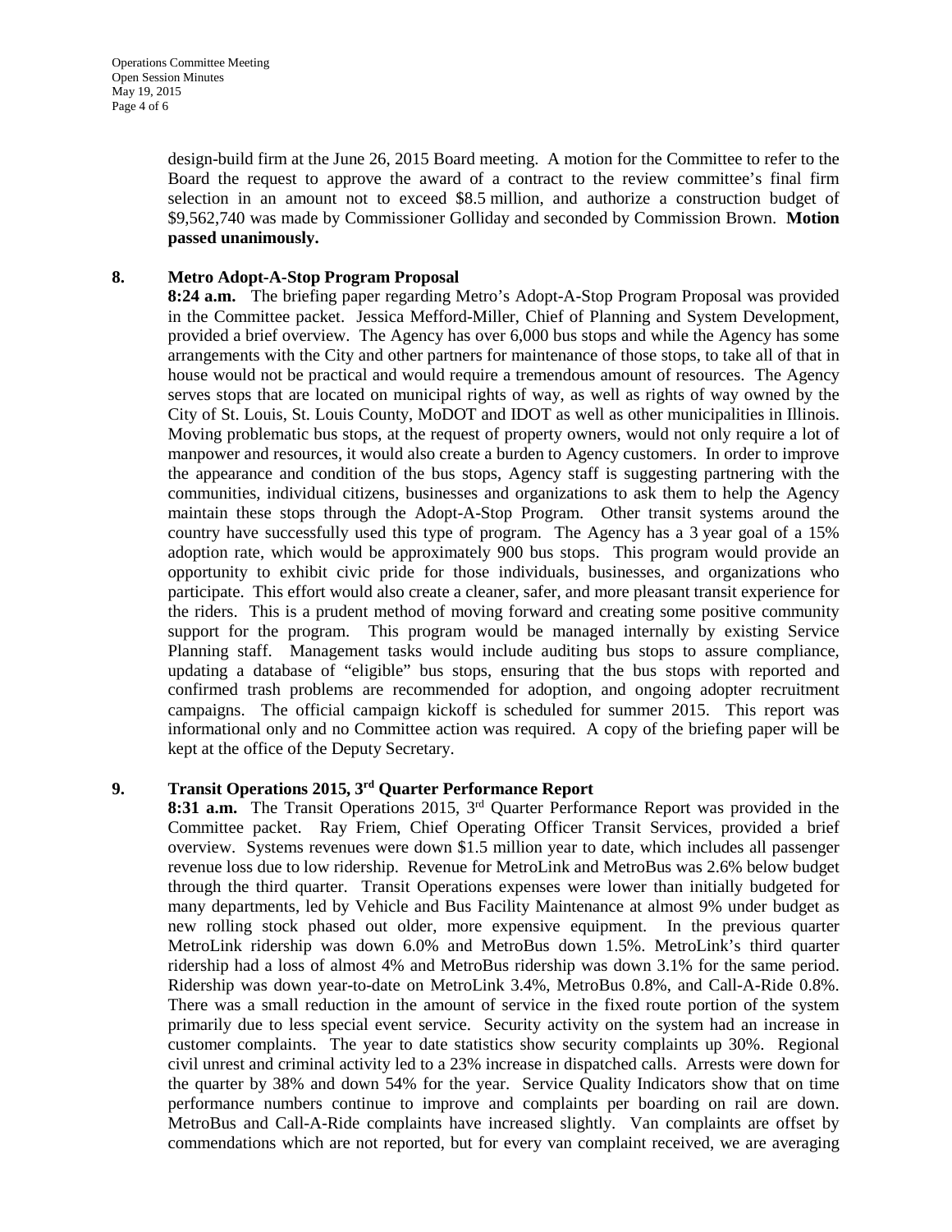design-build firm at the June 26, 2015 Board meeting. A motion for the Committee to refer to the Board the request to approve the award of a contract to the review committee's final firm selection in an amount not to exceed $8.5 million, and authorize a construction budget of $9,562,740 was made by Commissioner Golliday and seconded by Commission Brown. **Motion passed unanimously.**

**8. Metro Adopt-A-Stop Program Proposal**

**8:24 a.m.** The briefing paper regarding Metro's Adopt-A-Stop Program Proposal was provided in the Committee packet. Jessica Mefford-Miller, Chief of Planning and System Development, provided a brief overview. The Agency has over 6,000 bus stops and while the Agency has some arrangements with the City and other partners for maintenance of those stops, to take all of that in house would not be practical and would require a tremendous amount of resources. The Agency serves stops that are located on municipal rights of way, as well as rights of way owned by the City of St. Louis, St. Louis County, MoDOT and IDOT as well as other municipalities in Illinois. Moving problematic bus stops, at the request of property owners, would not only require a lot of manpower and resources, it would also create a burden to Agency customers. In order to improve the appearance and condition of the bus stops, Agency staff is suggesting partnering with the communities, individual citizens, businesses and organizations to ask them to help the Agency maintain these stops through the Adopt-A-Stop Program. Other transit systems around the country have successfully used this type of program. The Agency has a 3 year goal of a 15% adoption rate, which would be approximately 900 bus stops. This program would provide an opportunity to exhibit civic pride for those individuals, businesses, and organizations who participate. This effort would also create a cleaner, safer, and more pleasant transit experience for the riders. This is a prudent method of moving forward and creating some positive community support for the program. This program would be managed internally by existing Service Planning staff. Management tasks would include auditing bus stops to assure compliance, updating a database of "eligible" bus stops, ensuring that the bus stops with reported and confirmed trash problems are recommended for adoption, and ongoing adopter recruitment campaigns. The official campaign kickoff is scheduled for summer 2015. This report was informational only and no Committee action was required. A copy of the briefing paper will be kept at the office of the Deputy Secretary.

**9. Transit Operations 2015, 3rd Quarter Performance Report**

**8:31 a.m.** The Transit Operations 2015, 3rd Quarter Performance Report was provided in the Committee packet. Ray Friem, Chief Operating Officer Transit Services, provided a brief overview. Systems revenues were down $1.5 million year to date, which includes all passenger revenue loss due to low ridership. Revenue for MetroLink and MetroBus was 2.6% below budget through the third quarter. Transit Operations expenses were lower than initially budgeted for many departments, led by Vehicle and Bus Facility Maintenance at almost 9% under budget as new rolling stock phased out older, more expensive equipment. In the previous quarter MetroLink ridership was down 6.0% and MetroBus down 1.5%. MetroLink's third quarter ridership had a loss of almost 4% and MetroBus ridership was down 3.1% for the same period. Ridership was down year-to-date on MetroLink 3.4%, MetroBus 0.8%, and Call-A-Ride 0.8%. There was a small reduction in the amount of service in the fixed route portion of the system primarily due to less special event service. Security activity on the system had an increase in customer complaints. The year to date statistics show security complaints up 30%. Regional civil unrest and criminal activity led to a 23% increase in dispatched calls. Arrests were down for the quarter by 38% and down 54% for the year. Service Quality Indicators show that on time performance numbers continue to improve and complaints per boarding on rail are down. MetroBus and Call-A-Ride complaints have increased slightly. Van complaints are offset by commendations which are not reported, but for every van complaint received, we are averaging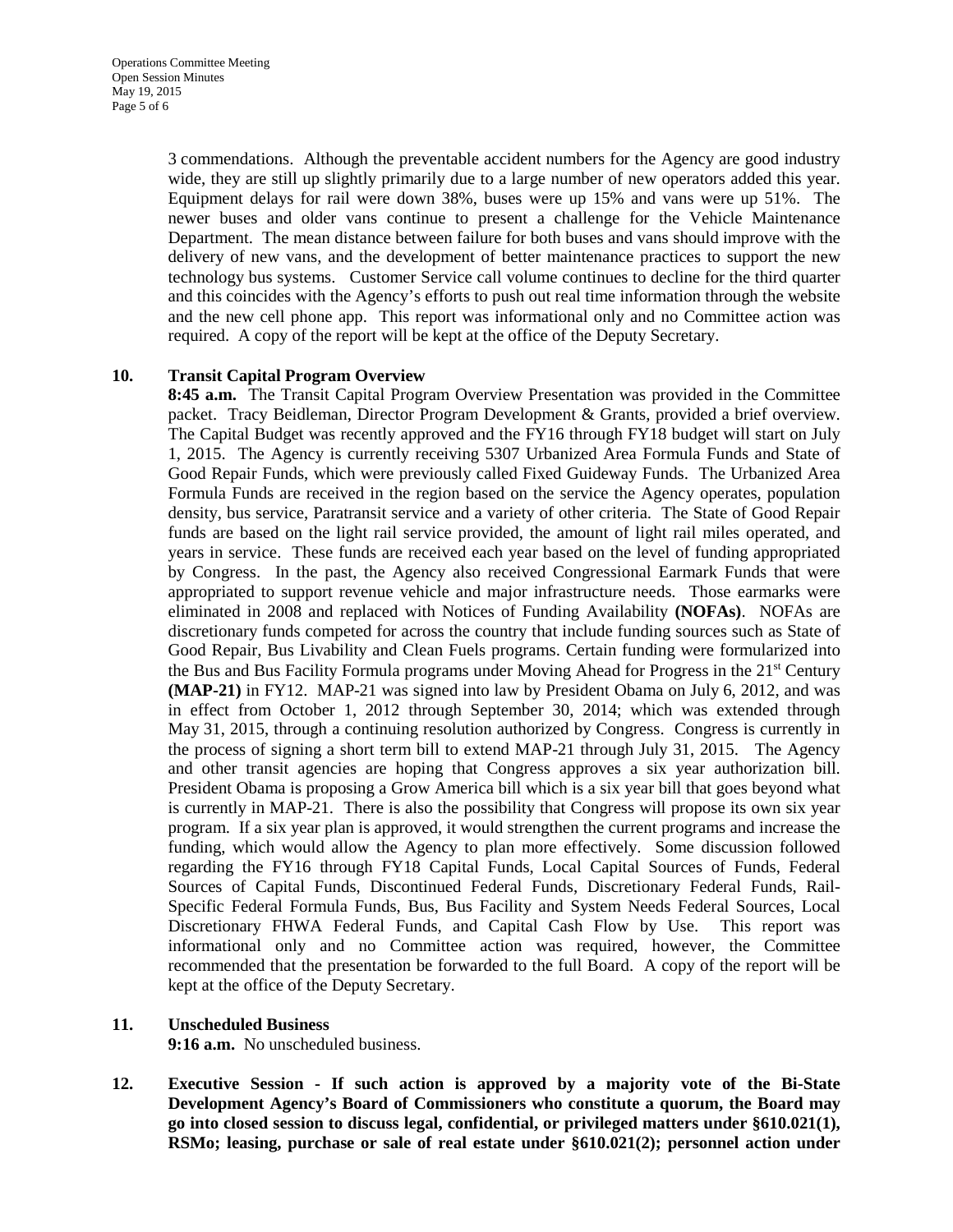3 commendations. Although the preventable accident numbers for the Agency are good industry wide, they are still up slightly primarily due to a large number of new operators added this year. Equipment delays for rail were down 38%, buses were up 15% and vans were up 51%. The newer buses and older vans continue to present a challenge for the Vehicle Maintenance Department. The mean distance between failure for both buses and vans should improve with the delivery of new vans, and the development of better maintenance practices to support the new technology bus systems. Customer Service call volume continues to decline for the third quarter and this coincides with the Agency's efforts to push out real time information through the website and the new cell phone app. This report was informational only and no Committee action was required. A copy of the report will be kept at the office of the Deputy Secretary.

**10. Transit Capital Program Overview**

**8:45 a.m.** The Transit Capital Program Overview Presentation was provided in the Committee packet. Tracy Beidleman, Director Program Development & Grants, provided a brief overview. The Capital Budget was recently approved and the FY16 through FY18 budget will start on July 1, 2015. The Agency is currently receiving 5307 Urbanized Area Formula Funds and State of Good Repair Funds, which were previously called Fixed Guideway Funds. The Urbanized Area Formula Funds are received in the region based on the service the Agency operates, population density, bus service, Paratransit service and a variety of other criteria. The State of Good Repair funds are based on the light rail service provided, the amount of light rail miles operated, and years in service. These funds are received each year based on the level of funding appropriated by Congress. In the past, the Agency also received Congressional Earmark Funds that were appropriated to support revenue vehicle and major infrastructure needs. Those earmarks were eliminated in 2008 and replaced with Notices of Funding Availability **(NOFAs)**. NOFAs are discretionary funds competed for across the country that include funding sources such as State of Good Repair, Bus Livability and Clean Fuels programs. Certain funding were formularized into the Bus and Bus Facility Formula programs under Moving Ahead for Progress in the 21st Century **(MAP-21)** in FY12. MAP-21 was signed into law by President Obama on July 6, 2012, and was in effect from October 1, 2012 through September 30, 2014; which was extended through May 31, 2015, through a continuing resolution authorized by Congress. Congress is currently in the process of signing a short term bill to extend MAP-21 through July 31, 2015. The Agency and other transit agencies are hoping that Congress approves a six year authorization bill. President Obama is proposing a Grow America bill which is a six year bill that goes beyond what is currently in MAP-21. There is also the possibility that Congress will propose its own six year program. If a six year plan is approved, it would strengthen the current programs and increase the funding, which would allow the Agency to plan more effectively. Some discussion followed regarding the FY16 through FY18 Capital Funds, Local Capital Sources of Funds, Federal Sources of Capital Funds, Discontinued Federal Funds, Discretionary Federal Funds, Rail-Specific Federal Formula Funds, Bus, Bus Facility and System Needs Federal Sources, Local Discretionary FHWA Federal Funds, and Capital Cash Flow by Use. This report was informational only and no Committee action was required, however, the Committee recommended that the presentation be forwarded to the full Board. A copy of the report will be kept at the office of the Deputy Secretary.

**11. Unscheduled Business**

**9:16 a.m.** No unscheduled business.

**12. Executive Session - If such action is approved by a majority vote of the Bi-State Development Agency's Board of Commissioners who constitute a quorum, the Board may go into closed session to discuss legal, confidential, or privileged matters under §610.021(1), RSMo; leasing, purchase or sale of real estate under §610.021(2); personnel action under**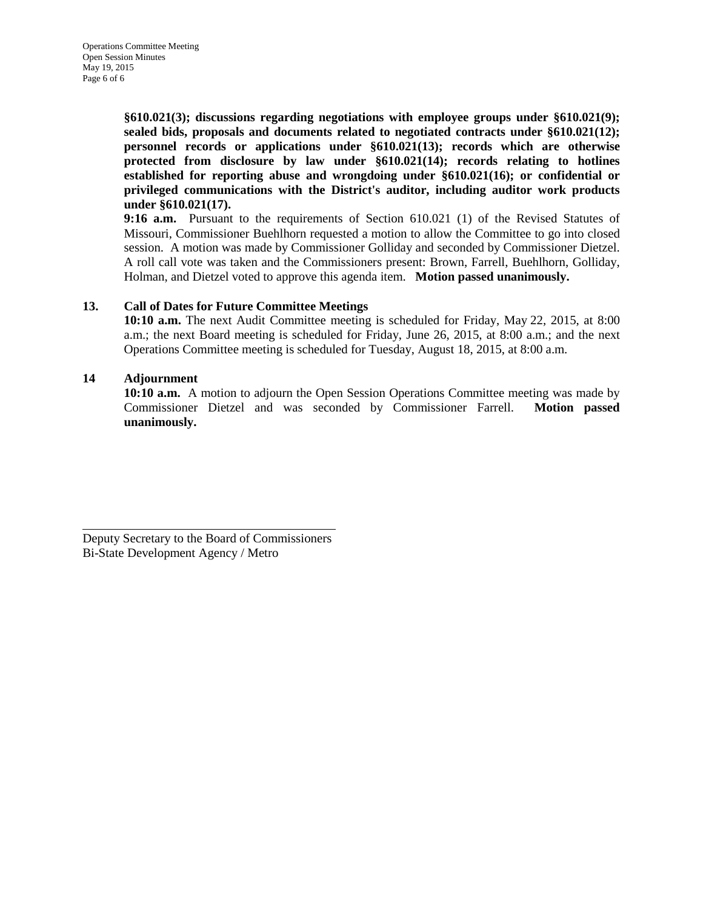**§610.021(3); discussions regarding negotiations with employee groups under §610.021(9); sealed bids, proposals and documents related to negotiated contracts under §610.021(12); personnel records or applications under §610.021(13); records which are otherwise protected from disclosure by law under §610.021(14); records relating to hotlines established for reporting abuse and wrongdoing under §610.021(16); or confidential or privileged communications with the District's auditor, including auditor work products under §610.021(17).**

**9:16 a.m.** Pursuant to the requirements of Section 610.021 (1) of the Revised Statutes of Missouri, Commissioner Buehlhorn requested a motion to allow the Committee to go into closed session. A motion was made by Commissioner Golliday and seconded by Commissioner Dietzel. A roll call vote was taken and the Commissioners present: Brown, Farrell, Buehlhorn, Golliday, Holman, and Dietzel voted to approve this agenda item. **Motion passed unanimously.**

**13. Call of Dates for Future Committee Meetings**

**10:10 a.m.** The next Audit Committee meeting is scheduled for Friday, May 22, 2015, at 8:00 a.m.; the next Board meeting is scheduled for Friday, June 26, 2015, at 8:00 a.m.; and the next Operations Committee meeting is scheduled for Tuesday, August 18, 2015, at 8:00 a.m.

**14 Adjournment**

**10:10 a.m.** A motion to adjourn the Open Session Operations Committee meeting was made by Commissioner Dietzel and was seconded by Commissioner Farrell. **Motion passed unanimously.**

\_\_\_\_\_\_\_\_\_\_\_\_\_\_\_\_\_\_\_\_\_\_\_\_\_\_\_\_\_\_\_\_\_\_\_\_\_\_\_\_

Deputy Secretary to the Board of Commissioners
Bi-State Development Agency / Metro